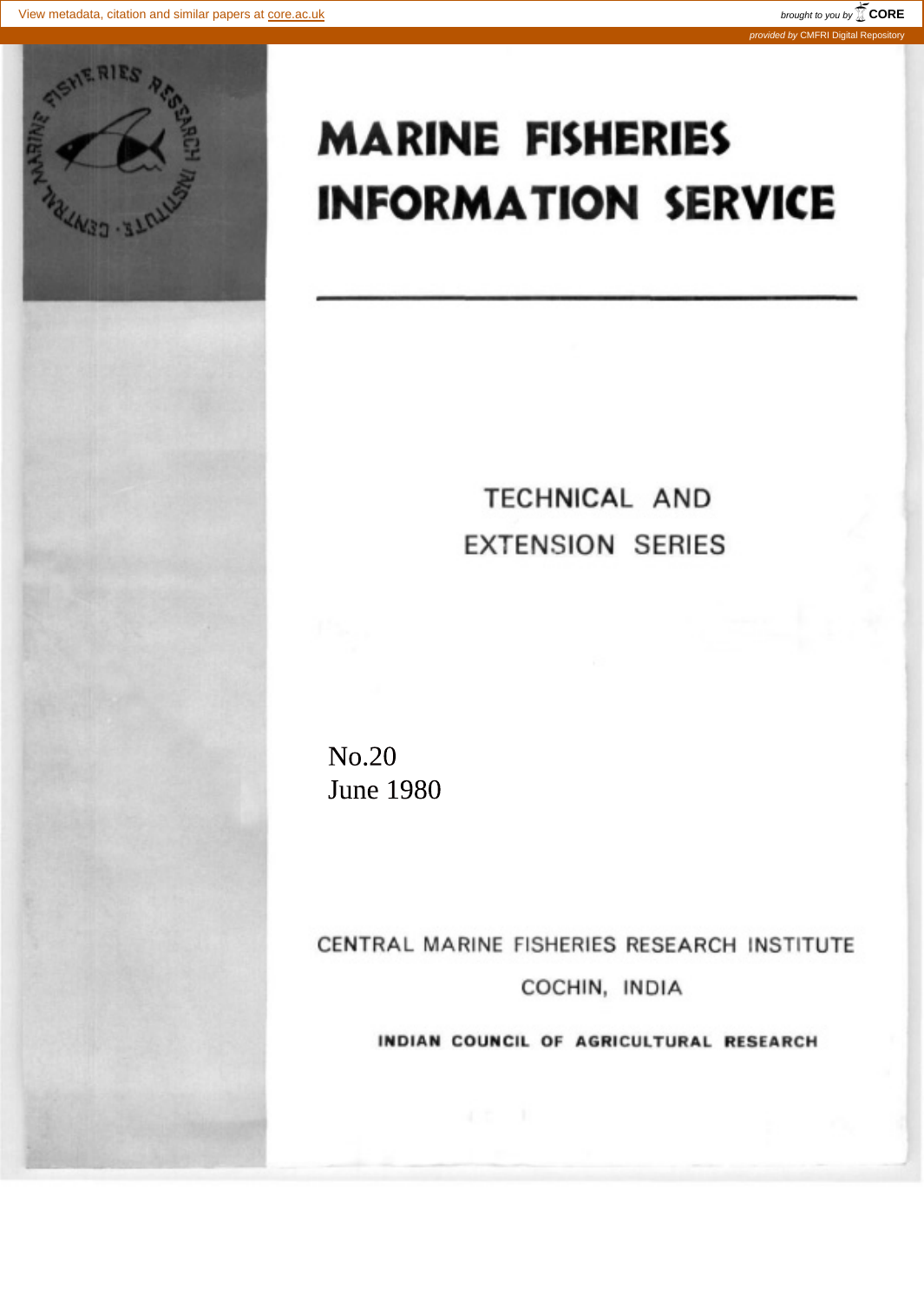# MARINE FISHERIES INFORMATION SERVICE

TECHNICAL AND EXTENSION SERIES

No.20
June 1980

CENTRAL MARINE FISHERIES RESEARCH INSTITUTE

COCHIN, INDIA

**INDIAN COUNCIL OF AGRICULTURAL RESEARCH**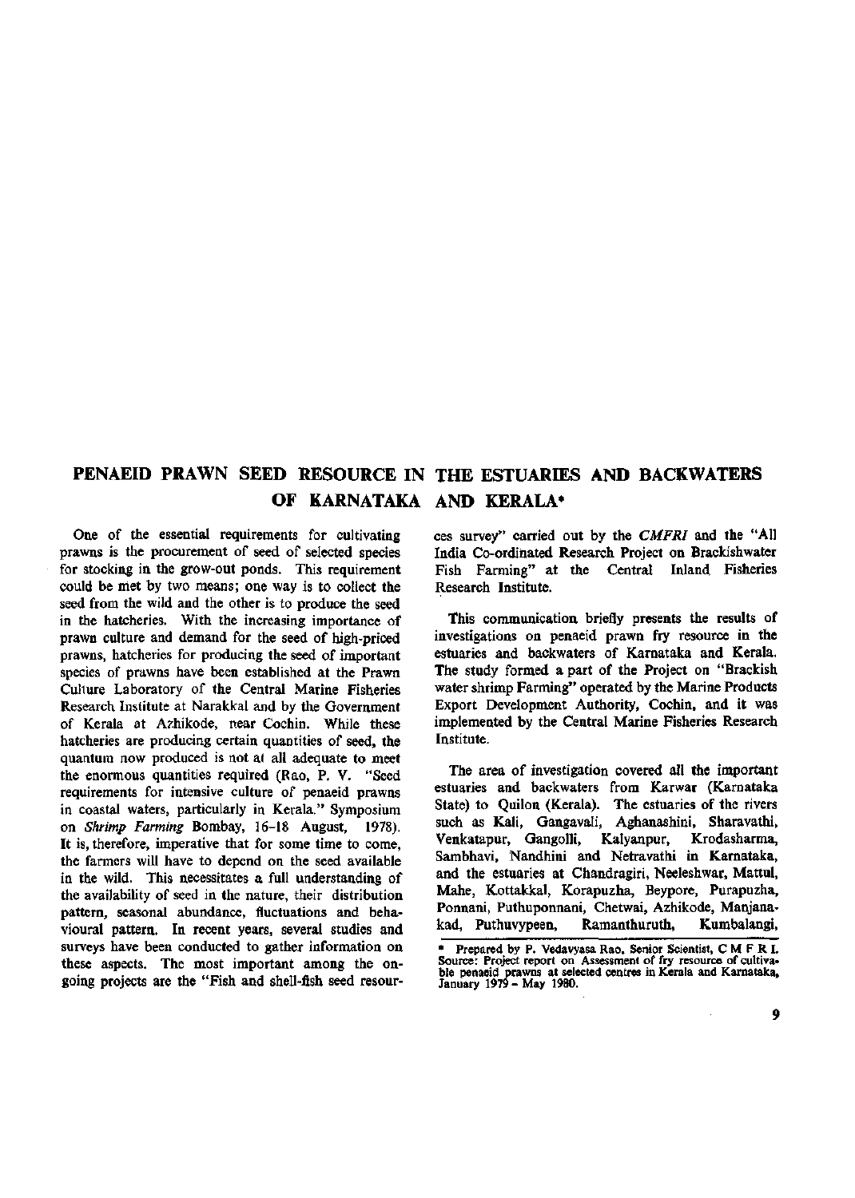# PENAEID PRAWN SEED RESOURCE IN THE ESTUARIES AND BACKWATERS OF KARNATAKA AND KERALA*

One of the essential requirements for cultivating prawns is the procurement of seed of selected species for stocking in the grow-out ponds. This requirement could be met by two means; one way is to collect the seed from the wild and the other is to produce the seed in the hatcheries. With the increasing importance of prawn culture and demand for the seed of high-priced prawns, hatcheries for producing the seed of important species of prawns have been established at the Prawn Culture Laboratory of the Central Marine Fisheries Research Institute at Narakkal and by the Government of Kerala at Azhikode, near Cochin. While these hatcheries are producing certain quantities of seed, the quantum now produced is not at all adequate to meet the enormous quantities required (Rao, P. V. "Seed requirements for intensive culture of penaeid prawns in coastal waters, particularly in Kerala." Symposium on *Shrimp Farming* Bombay, 16-18 August, 1978). It is, therefore, imperative that for some time to come, the farmers will have to depend on the seed available in the wild. This necessitates a full understanding of the availability of seed in the nature, their distribution pattern, seasonal abundance, fluctuations and behavioural pattern. In recent years, several studies and surveys have been conducted to gather information on these aspects. The most important among the on-going projects are the "Fish and shell-fish seed resources survey" carried out by the *CMFRI* and the "All India Co-ordinated Research Project on Brackishwater Fish Farming" at the Central Inland Fisheries Research Institute.

This communication briefly presents the results of investigations on penaeid prawn fry resource in the estuaries and backwaters of Karnataka and Kerala. The study formed a part of the Project on "Brackish water shrimp Farming" operated by the Marine Products Export Development Authority, Cochin, and it was implemented by the Central Marine Fisheries Research Institute.

The area of investigation covered all the important estuaries and backwaters from Karwar (Karnataka State) to Quilon (Kerala). The estuaries of the rivers such as Kali, Gangavali, Aghanashini, Sharavathi, Venkatapur, Gangolli, Kalyanpur, Krodasharma, Sambhavi, Nandhini and Netravathi in Karnataka, and the estuaries at Chandragiri, Neeleshwar, Mattul, Mahe, Kottakkal, Korapuzha, Beypore, Purapuzha, Ponnani, Puthuponnani, Chetwai, Azhikode, Manjanakad, Puthuvypeen, Ramanthuruth, Kumbalangi,

\* Prepared by P. Vedavyasa Rao, Senior Scientist, C M F R I. Source: Project report on Assessment of fry resource of cultivable penaeid prawns at selected centres in Kerala and Karnataka, January 1979 - May 1980.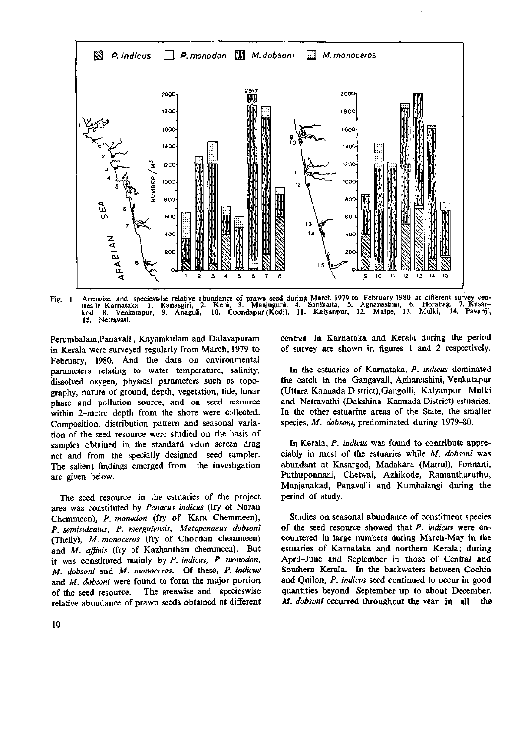Fig. 1. Areawise and specieswise relative abundance of prawn seed during March 1979 to February 1980 at different survey centres in Karnataka 1. Kanasgiri, 2. Keni, 3. Manjuguni, 4. Sanikatta, 5. Aghanashini, 6. Horabag, 7. Kasarkod, 8. Venkatapur, 9. Anaguli, 10. Coondapur (Kodi), 11. Kalyanpur, 12. Malpe, 13. Mulki, 14. Pavanji, 15. Netravati.

Perumbalam, Panavalli, Kayamkulam and Dalavapuram in Kerala were surveyed regularly from March, 1979 to February, 1980. And the data on environmental parameters relating to water temperature, salinity, dissolved oxygen, physical parameters such as topography, nature of ground, depth, vegetation, tide, lunar phase and pollution source, and on seed resource within 2-metre depth from the shore were collected. Composition, distribution pattern and seasonal variation of the seed resource were studied on the basis of samples obtained in the standard velon screen drag net and from the specially designed seed sampler. The salient findings emerged from the investigation are given below.

The seed resource in the estuaries of the project area was constituted by *Penaeus indicus* (fry of Naran Chemmeen), *P. monodon* (fry of Kara Chemmeen), *P. semisulcatus*, *P. merguiensis*, *Metapenaeus dobsoni* (Thelly), *M. monoceros* (fry of Choodan chemmeen) and *M. affinis* (fry of Kazhanthan chemmeen). But it was constituted mainly by *P. indicus*, *P. monodon*, *M. dobsoni* and *M. monoceros*. Of these, *P. indicus* and *M. dobsoni* were found to form the major portion of the seed resource. The areawise and specieswise relative abundance of prawn seeds obtained at different centres in Karnataka and Kerala during the period of survey are shown in figures 1 and 2 respectively.

In the estuaries of Karnataka, *P. indicus* dominated the catch in the Gangavali, Aghanashini, Venkatapur (Uttara Kannada District), Gangolli, Kalyanpur, Mulki and Netravathi (Dakshina Kannada District) estuaries. In the other estuarine areas of the State, the smaller species, *M. dobsoni*, predominated during 1979-80.

In Kerala, *P. indicus* was found to contribute appreciably in most of the estuaries while *M. dobsoni* was abundant at Kasargod, Madakara (Mattul), Ponnani, Puthuponnani, Chetwai, Azhikode, Ramanthuruthu, Manjanakad, Panavalli and Kumbalangi during the period of study.

Studies on seasonal abundance of constituent species of the seed resource showed that *P. indicus* were encountered in large numbers during March-May in the estuaries of Karnataka and northern Kerala; during April-June and September in those of Central and Southern Kerala. In the backwaters between Cochin and Quilon, *P. indicus* seed continued to occur in good quantities beyond September up to about December. *M. dobsoni* occurred throughout the year in all the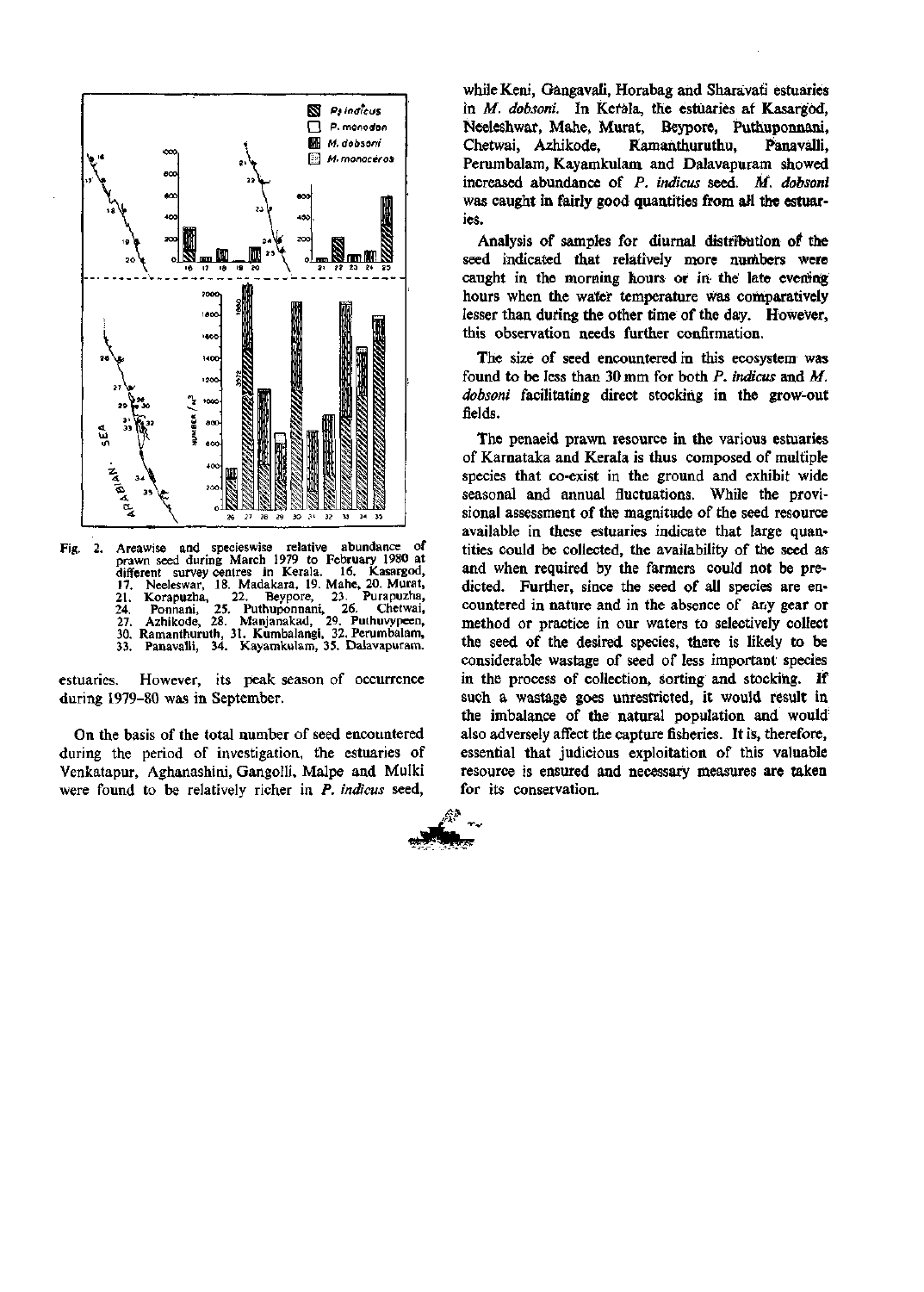Fig. 2. Areawise and specieswise relative abundance of prawn seed during March 1979 to February 1980 at different survey centres in Kerala. 16. Kasargod, 17. Neeleswar, 18. Madakara, 19. Mahe, 20. Murat, 21. Korapuzha, 22. Beypore, 23. Purapuzha, 24. Ponnani, 25. Puthuponnani, 26. Chetwai, 27. Azhikode, 28. Manjanakad, 29. Puthuvypeen, 30. Ramanthuruth, 31. Kumbalangi, 32. Perumbalam, 33. Panavalli, 34. Kayamkulam, 35. Dalavapuram.

estuaries. However, its peak season of occurrence during 1979–80 was in September.

On the basis of the total number of seed encountered during the period of investigation, the estuaries of Venkatapur, Aghanashini, Gangolli, Malpe and Mulki were found to be relatively richer in *P. indicus* seed, while Keni, Gangavali, Horabag and Sharavati estuaries in *M. dobsoni*. In Kerala, the estuaries at Kasargod, Neeleshwar, Mahe, Murat, Beypore, Puthuponnani, Chetwai, Azhikode, Ramanthuruthu, Panavalli, Perumbalam, Kayamkulam and Dalavapuram showed increased abundance of *P. indicus* seed. *M. dobsoni* was caught in fairly good quantities from all the estuaries.

Analysis of samples for diurnal distribution of the seed indicated that relatively more numbers were caught in the morning hours or in the late evening hours when the water temperature was comparatively lesser than during the other time of the day. However, this observation needs further confirmation.

The size of seed encountered in this ecosystem was found to be less than 30 mm for both *P. indicus* and *M. dobsoni* facilitating direct stocking in the grow-out fields.

The penaeid prawn resource in the various estuaries of Karnataka and Kerala is thus composed of multiple species that co-exist in the ground and exhibit wide seasonal and annual fluctuations. While the provisional assessment of the magnitude of the seed resource available in these estuaries indicate that large quantities could be collected, the availability of the seed as and when required by the farmers could not be predicted. Further, since the seed of all species are encountered in nature and in the absence of any gear or method or practice in our waters to selectively collect the seed of the desired species, there is likely to be considerable wastage of seed of less important species in the process of collection, sorting and stocking. If such a wastage goes unrestricted, it would result in the imbalance of the natural population and would also adversely affect the capture fisheries. It is, therefore, essential that judicious exploitation of this valuable resource is ensured and necessary measures are taken for its conservation.